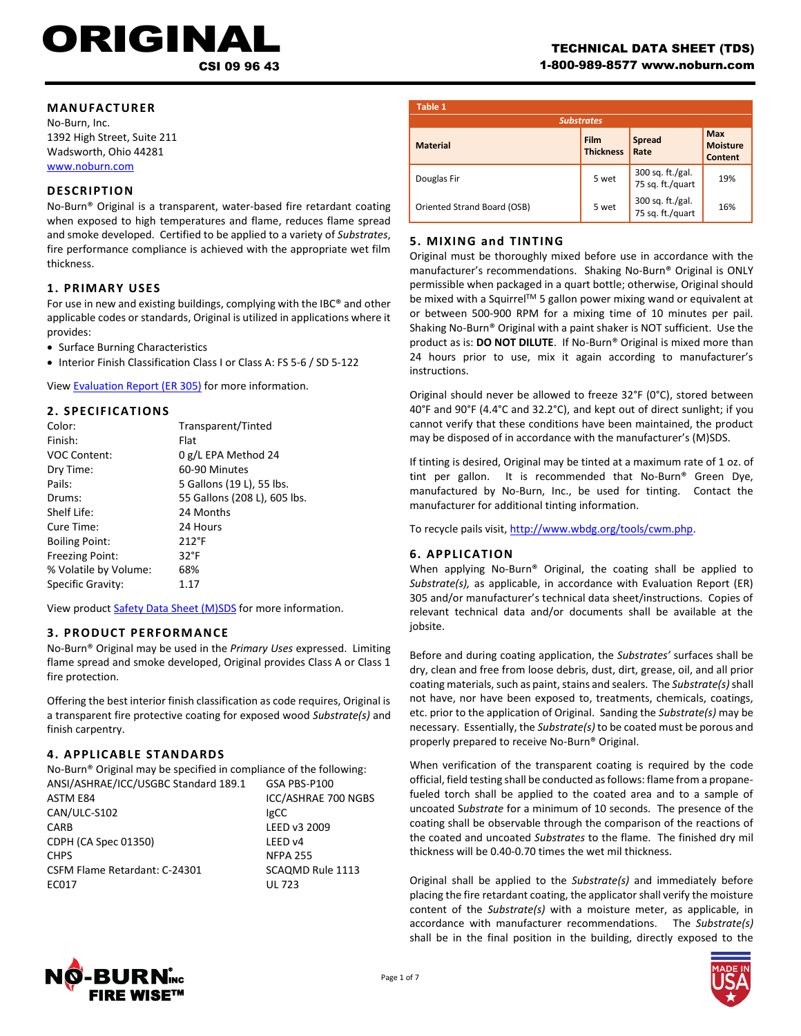# ORIGINAL

**CSI 09 96 43**

**TECHNICAL DATA SHEET (TDS)**
**1-800-989-8577 www.noburn.com**

## MANUFACTURER

No-Burn, Inc.
1392 High Street, Suite 211
Wadsworth, Ohio 44281
www.noburn.com

## DESCRIPTION

No-Burn® Original is a transparent, water-based fire retardant coating when exposed to high temperatures and flame, reduces flame spread and smoke developed. Certified to be applied to a variety of *Substrates*, fire performance compliance is achieved with the appropriate wet film thickness.

## 1. PRIMARY USES

For use in new and existing buildings, complying with the IBC® and other applicable codes or standards, Original is utilized in applications where it provides:

- Surface Burning Characteristics
- Interior Finish Classification Class I or Class A: FS 5-6 / SD 5-122

View Evaluation Report (ER 305) for more information.

## 2. SPECIFICATIONS

| | |
|---|---|
| Color: | Transparent/Tinted |
| Finish: | Flat |
| VOC Content: | 0 g/L EPA Method 24 |
| Dry Time: | 60-90 Minutes |
| Pails: | 5 Gallons (19 L), 55 lbs. |
| Drums: | 55 Gallons (208 L), 605 lbs. |
| Shelf Life: | 24 Months |
| Cure Time: | 24 Hours |
| Boiling Point: | 212°F |
| Freezing Point: | 32°F |
| % Volatile by Volume: | 68% |
| Specific Gravity: | 1.17 |

View product Safety Data Sheet (M)SDS for more information.

## 3. PRODUCT PERFORMANCE

No-Burn® Original may be used in the *Primary Uses* expressed. Limiting flame spread and smoke developed, Original provides Class A or Class 1 fire protection.

Offering the best interior finish classification as code requires, Original is a transparent fire protective coating for exposed wood *Substrate(s)* and finish carpentry.

## 4. APPLICABLE STANDARDS

No-Burn® Original may be specified in compliance of the following:

| | |
|---|---|
| ANSI/ASHRAE/ICC/USGBC Standard 189.1 | GSA PBS-P100 |
| ASTM E84 | ICC/ASHRAE 700 NGBS |
| CAN/ULC-S102 | IgCC |
| CARB | LEED v3 2009 |
| CDPH (CA Spec 01350) | LEED v4 |
| CHPS | NFPA 255 |
| CSFM Flame Retardant: C-24301 | SCAQMD Rule 1113 |
| EC017 | UL 723 |

**Table 1**

| *Substrates* | | | |
|---|---|---|---|
| **Material** | **Film Thickness** | **Spread Rate** | **Max Moisture Content** |
| Douglas Fir | 5 wet | 300 sq. ft./gal. 75 sq. ft./quart | 19% |
| Oriented Strand Board (OSB) | 5 wet | 300 sq. ft./gal. 75 sq. ft./quart | 16% |

## 5. MIXING and TINTING

Original must be thoroughly mixed before use in accordance with the manufacturer's recommendations. Shaking No-Burn® Original is ONLY permissible when packaged in a quart bottle; otherwise, Original should be mixed with a Squirrel™ 5 gallon power mixing wand or equivalent at or between 500-900 RPM for a mixing time of 10 minutes per pail. Shaking No-Burn® Original with a paint shaker is NOT sufficient. Use the product as is: **DO NOT DILUTE**. If No-Burn® Original is mixed more than 24 hours prior to use, mix it again according to manufacturer's instructions.

Original should never be allowed to freeze 32°F (0°C), stored between 40°F and 90°F (4.4°C and 32.2°C), and kept out of direct sunlight; if you cannot verify that these conditions have been maintained, the product may be disposed of in accordance with the manufacturer's (M)SDS.

If tinting is desired, Original may be tinted at a maximum rate of 1 oz. of tint per gallon. It is recommended that No-Burn® Green Dye, manufactured by No-Burn, Inc., be used for tinting. Contact the manufacturer for additional tinting information.

To recycle pails visit, http://www.wbdg.org/tools/cwm.php.

## 6. APPLICATION

When applying No-Burn® Original, the coating shall be applied to *Substrate(s),* as applicable, in accordance with Evaluation Report (ER) 305 and/or manufacturer's technical data sheet/instructions. Copies of relevant technical data and/or documents shall be available at the jobsite.

Before and during coating application, the *Substrates'* surfaces shall be dry, clean and free from loose debris, dust, dirt, grease, oil, and all prior coating materials, such as paint, stains and sealers. The *Substrate(s)* shall not have, nor have been exposed to, treatments, chemicals, coatings, etc. prior to the application of Original. Sanding the *Substrate(s)* may be necessary. Essentially, the *Substrate(s)* to be coated must be porous and properly prepared to receive No-Burn® Original.

When verification of the transparent coating is required by the code official, field testing shall be conducted as follows: flame from a propane-fueled torch shall be applied to the coated area and to a sample of uncoated *Substrate* for a minimum of 10 seconds. The presence of the coating shall be observable through the comparison of the reactions of the coated and uncoated *Substrates* to the flame. The finished dry mil thickness will be 0.40-0.70 times the wet mil thickness.

Original shall be applied to the *Substrate(s)* and immediately before placing the fire retardant coating, the applicator shall verify the moisture content of the *Substrate(s)* with a moisture meter, as applicable, in accordance with manufacturer recommendations. The *Substrate(s)* shall be in the final position in the building, directly exposed to the

NO-BURN INC FIRE WISE™

MADE IN USA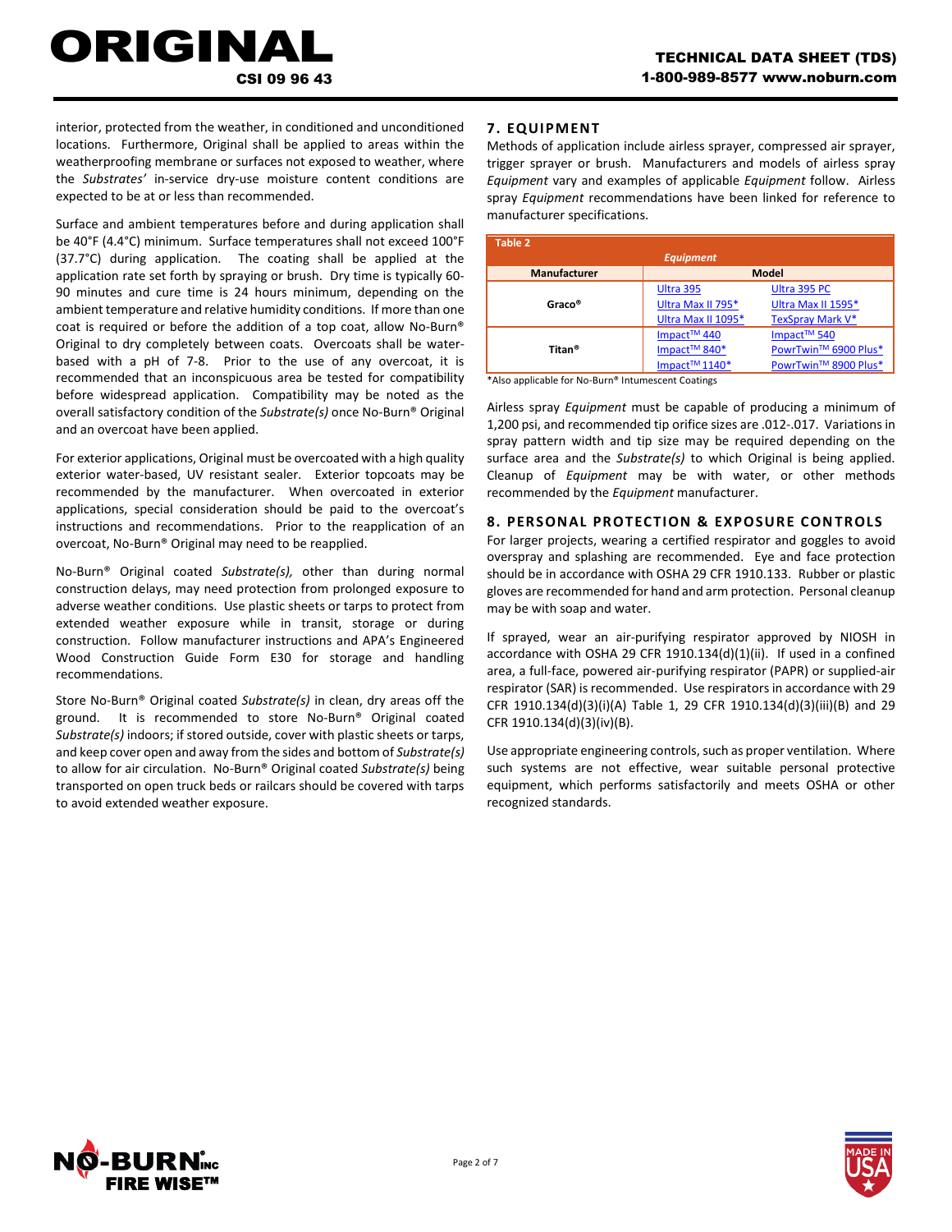interior, protected from the weather, in conditioned and unconditioned locations. Furthermore, Original shall be applied to areas within the weatherproofing membrane or surfaces not exposed to weather, where the *Substrates'* in-service dry-use moisture content conditions are expected to be at or less than recommended.

Surface and ambient temperatures before and during application shall be 40°F (4.4°C) minimum. Surface temperatures shall not exceed 100°F (37.7°C) during application. The coating shall be applied at the application rate set forth by spraying or brush. Dry time is typically 60-90 minutes and cure time is 24 hours minimum, depending on the ambient temperature and relative humidity conditions. If more than one coat is required or before the addition of a top coat, allow No-Burn® Original to dry completely between coats. Overcoats shall be water-based with a pH of 7-8. Prior to the use of any overcoat, it is recommended that an inconspicuous area be tested for compatibility before widespread application. Compatibility may be noted as the overall satisfactory condition of the *Substrate(s)* once No-Burn® Original and an overcoat have been applied.

For exterior applications, Original must be overcoated with a high quality exterior water-based, UV resistant sealer. Exterior topcoats may be recommended by the manufacturer. When overcoated in exterior applications, special consideration should be paid to the overcoat's instructions and recommendations. Prior to the reapplication of an overcoat, No-Burn® Original may need to be reapplied.

No-Burn® Original coated *Substrate(s),* other than during normal construction delays, may need protection from prolonged exposure to adverse weather conditions. Use plastic sheets or tarps to protect from extended weather exposure while in transit, storage or during construction. Follow manufacturer instructions and APA's Engineered Wood Construction Guide Form E30 for storage and handling recommendations.

Store No-Burn® Original coated *Substrate(s)* in clean, dry areas off the ground. It is recommended to store No-Burn® Original coated *Substrate(s)* indoors; if stored outside, cover with plastic sheets or tarps, and keep cover open and away from the sides and bottom of *Substrate(s)* to allow for air circulation. No-Burn® Original coated *Substrate(s)* being transported on open truck beds or railcars should be covered with tarps to avoid extended weather exposure.

## 7. EQUIPMENT

Methods of application include airless sprayer, compressed air sprayer, trigger sprayer or brush. Manufacturers and models of airless spray *Equipment* vary and examples of applicable *Equipment* follow. Airless spray *Equipment* recommendations have been linked for reference to manufacturer specifications.

**Table 2**
***Equipment***

| Manufacturer | Model | |
|---|---|---|
| Graco® | Ultra 395 | Ultra 395 PC |
| | Ultra Max II 795* | Ultra Max II 1595* |
| | Ultra Max II 1095* | TexSpray Mark V* |
| Titan® | Impact™ 440 | Impact™ 540 |
| | Impact™ 840* | PowrTwin™ 6900 Plus* |
| | Impact™ 1140* | PowrTwin™ 8900 Plus* |

*Also applicable for No-Burn® Intumescent Coatings

Airless spray *Equipment* must be capable of producing a minimum of 1,200 psi, and recommended tip orifice sizes are .012-.017. Variations in spray pattern width and tip size may be required depending on the surface area and the *Substrate(s)* to which Original is being applied. Cleanup of *Equipment* may be with water, or other methods recommended by the *Equipment* manufacturer.

## 8. PERSONAL PROTECTION & EXPOSURE CONTROLS

For larger projects, wearing a certified respirator and goggles to avoid overspray and splashing are recommended. Eye and face protection should be in accordance with OSHA 29 CFR 1910.133. Rubber or plastic gloves are recommended for hand and arm protection. Personal cleanup may be with soap and water.

If sprayed, wear an air-purifying respirator approved by NIOSH in accordance with OSHA 29 CFR 1910.134(d)(1)(ii). If used in a confined area, a full-face, powered air-purifying respirator (PAPR) or supplied-air respirator (SAR) is recommended. Use respirators in accordance with 29 CFR 1910.134(d)(3)(i)(A) Table 1, 29 CFR 1910.134(d)(3)(iii)(B) and 29 CFR 1910.134(d)(3)(iv)(B).

Use appropriate engineering controls, such as proper ventilation. Where such systems are not effective, wear suitable personal protective equipment, which performs satisfactorily and meets OSHA or other recognized standards.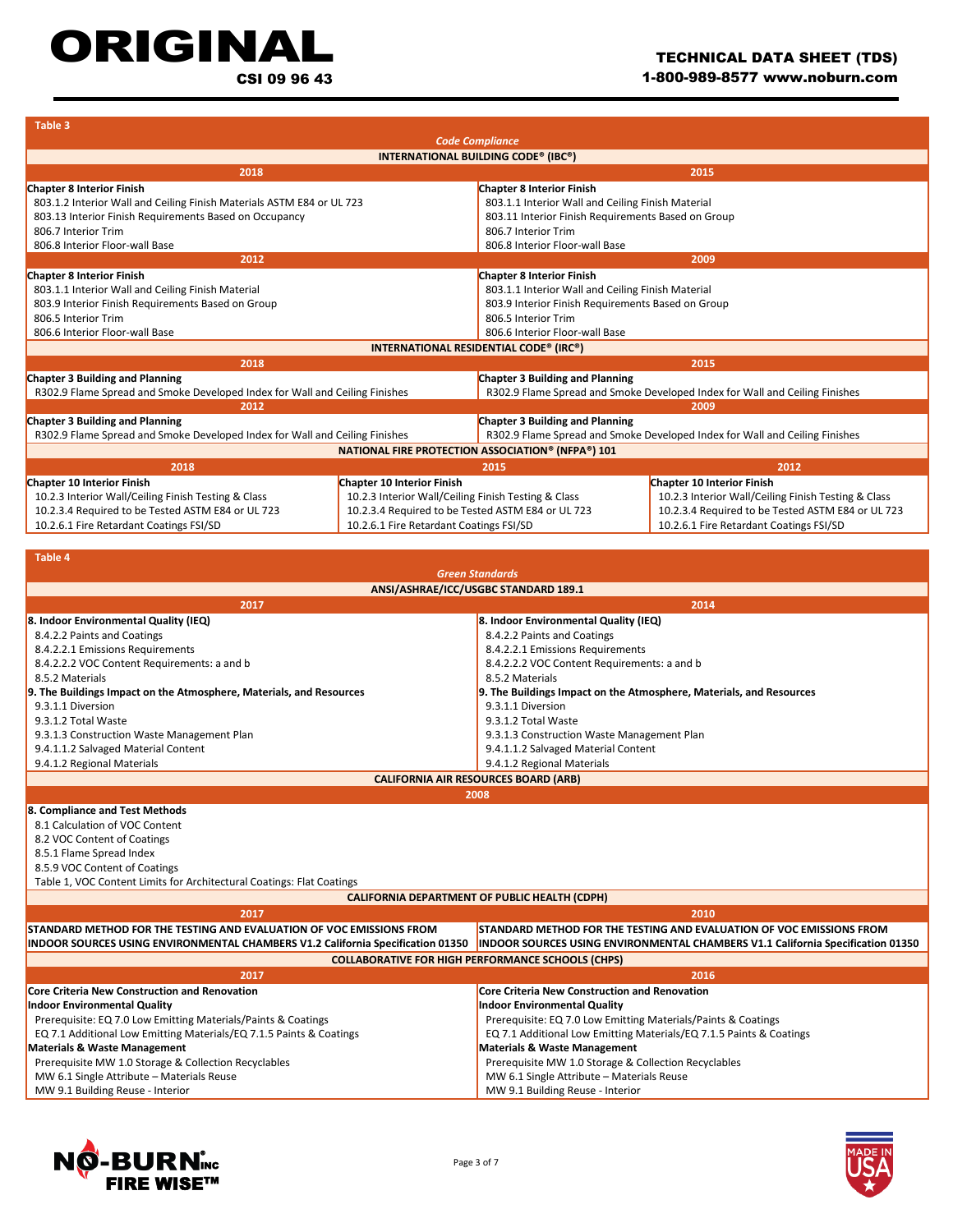**Table 3**

*Code Compliance*

**INTERNATIONAL BUILDING CODE® (IBC®)**

| 2018 | 2015 |
|---|---|
| **Chapter 8 Interior Finish** | **Chapter 8 Interior Finish** |
| 803.1.2 Interior Wall and Ceiling Finish Materials ASTM E84 or UL 723 | 803.1.1 Interior Wall and Ceiling Finish Material |
| 803.13 Interior Finish Requirements Based on Occupancy | 803.11 Interior Finish Requirements Based on Group |
| 806.7 Interior Trim | 806.7 Interior Trim |
| 806.8 Interior Floor-wall Base | 806.8 Interior Floor-wall Base |
| **2012** | **2009** |
| **Chapter 8 Interior Finish** | **Chapter 8 Interior Finish** |
| 803.1.1 Interior Wall and Ceiling Finish Material | 803.1.1 Interior Wall and Ceiling Finish Material |
| 803.9 Interior Finish Requirements Based on Group | 803.9 Interior Finish Requirements Based on Group |
| 806.5 Interior Trim | 806.5 Interior Trim |
| 806.6 Interior Floor-wall Base | 806.6 Interior Floor-wall Base |

**INTERNATIONAL RESIDENTIAL CODE® (IRC®)**

| 2018 | 2015 |
|---|---|
| **Chapter 3 Building and Planning** | **Chapter 3 Building and Planning** |
| R302.9 Flame Spread and Smoke Developed Index for Wall and Ceiling Finishes | R302.9 Flame Spread and Smoke Developed Index for Wall and Ceiling Finishes |
| **2012** | **2009** |
| **Chapter 3 Building and Planning** | **Chapter 3 Building and Planning** |
| R302.9 Flame Spread and Smoke Developed Index for Wall and Ceiling Finishes | R302.9 Flame Spread and Smoke Developed Index for Wall and Ceiling Finishes |

**NATIONAL FIRE PROTECTION ASSOCIATION® (NFPA®) 101**

| 2018 | 2015 | 2012 |
|---|---|---|
| **Chapter 10 Interior Finish** | **Chapter 10 Interior Finish** | **Chapter 10 Interior Finish** |
| 10.2.3 Interior Wall/Ceiling Finish Testing & Class | 10.2.3 Interior Wall/Ceiling Finish Testing & Class | 10.2.3 Interior Wall/Ceiling Finish Testing & Class |
| 10.2.3.4 Required to be Tested ASTM E84 or UL 723 | 10.2.3.4 Required to be Tested ASTM E84 or UL 723 | 10.2.3.4 Required to be Tested ASTM E84 or UL 723 |
| 10.2.6.1 Fire Retardant Coatings FSI/SD | 10.2.6.1 Fire Retardant Coatings FSI/SD | 10.2.6.1 Fire Retardant Coatings FSI/SD |

**Table 4**

*Green Standards*

**ANSI/ASHRAE/ICC/USGBC STANDARD 189.1**

| 2017 | 2014 |
|---|---|
| **8. Indoor Environmental Quality (IEQ)** | **8. Indoor Environmental Quality (IEQ)** |
| 8.4.2.2 Paints and Coatings | 8.4.2.2 Paints and Coatings |
| 8.4.2.2.1 Emissions Requirements | 8.4.2.2.1 Emissions Requirements |
| 8.4.2.2.2 VOC Content Requirements: a and b | 8.4.2.2.2 VOC Content Requirements: a and b |
| 8.5.2 Materials | 8.5.2 Materials |
| **9. The Buildings Impact on the Atmosphere, Materials, and Resources** | **9. The Buildings Impact on the Atmosphere, Materials, and Resources** |
| 9.3.1.1 Diversion | 9.3.1.1 Diversion |
| 9.3.1.2 Total Waste | 9.3.1.2 Total Waste |
| 9.3.1.3 Construction Waste Management Plan | 9.3.1.3 Construction Waste Management Plan |
| 9.4.1.1.2 Salvaged Material Content | 9.4.1.1.2 Salvaged Material Content |
| 9.4.1.2 Regional Materials | 9.4.1.2 Regional Materials |

**CALIFORNIA AIR RESOURCES BOARD (ARB)**

| 2008 |
|---|
| **8. Compliance and Test Methods** |
| 8.1 Calculation of VOC Content |
| 8.2 VOC Content of Coatings |
| 8.5.1 Flame Spread Index |
| 8.5.9 VOC Content of Coatings |
| Table 1, VOC Content Limits for Architectural Coatings: Flat Coatings |

**CALIFORNIA DEPARTMENT OF PUBLIC HEALTH (CDPH)**

| 2017 | 2010 |
|---|---|
| **STANDARD METHOD FOR THE TESTING AND EVALUATION OF VOC EMISSIONS FROM INDOOR SOURCES USING ENVIRONMENTAL CHAMBERS V1.2 California Specification 01350** | **STANDARD METHOD FOR THE TESTING AND EVALUATION OF VOC EMISSIONS FROM INDOOR SOURCES USING ENVIRONMENTAL CHAMBERS V1.1 California Specification 01350** |

**COLLABORATIVE FOR HIGH PERFORMANCE SCHOOLS (CHPS)**

| 2017 | 2016 |
|---|---|
| **Core Criteria New Construction and Renovation** | **Core Criteria New Construction and Renovation** |
| **Indoor Environmental Quality** | **Indoor Environmental Quality** |
| Prerequisite: EQ 7.0 Low Emitting Materials/Paints & Coatings | Prerequisite: EQ 7.0 Low Emitting Materials/Paints & Coatings |
| EQ 7.1 Additional Low Emitting Materials/EQ 7.1.5 Paints & Coatings | EQ 7.1 Additional Low Emitting Materials/EQ 7.1.5 Paints & Coatings |
| **Materials & Waste Management** | **Materials & Waste Management** |
| Prerequisite MW 1.0 Storage & Collection Recyclables | Prerequisite MW 1.0 Storage & Collection Recyclables |
| MW 6.1 Single Attribute – Materials Reuse | MW 6.1 Single Attribute – Materials Reuse |
| MW 9.1 Building Reuse - Interior | MW 9.1 Building Reuse - Interior |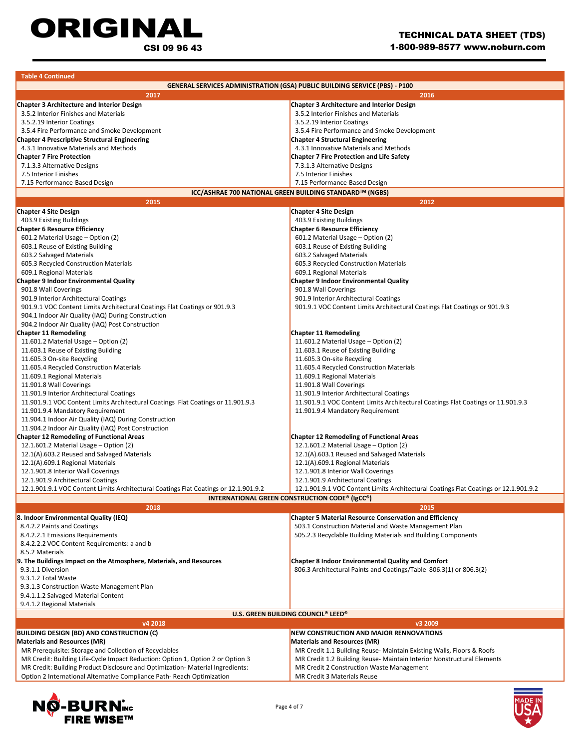**Table 4 Continued**

| GENERAL SERVICES ADMINISTRATION (GSA) PUBLIC BUILDING SERVICE (PBS) - P100 | |
|---|---|
| **2017** | **2016** |
| **Chapter 3 Architecture and Interior Design** | **Chapter 3 Architecture and Interior Design** |
| 3.5.2 Interior Finishes and Materials | 3.5.2 Interior Finishes and Materials |
| 3.5.2.19 Interior Coatings | 3.5.2.19 Interior Coatings |
| 3.5.4 Fire Performance and Smoke Development | 3.5.4 Fire Performance and Smoke Development |
| **Chapter 4 Prescriptive Structural Engineering** | **Chapter 4 Structural Engineering** |
| 4.3.1 Innovative Materials and Methods | 4.3.1 Innovative Materials and Methods |
| **Chapter 7 Fire Protection** | **Chapter 7 Fire Protection and Life Safety** |
| 7.1.3.3 Alternative Designs | 7.3.1.3 Alternative Designs |
| 7.5 Interior Finishes | 7.5 Interior Finishes |
| 7.15 Performance-Based Design | 7.15 Performance-Based Design |
| **ICC/ASHRAE 700 NATIONAL GREEN BUILDING STANDARD™ (NGBS)** | |
| **2015** | **2012** |
| **Chapter 4 Site Design** | **Chapter 4 Site Design** |
| 403.9 Existing Buildings | 403.9 Existing Buildings |
| **Chapter 6 Resource Efficiency** | **Chapter 6 Resource Efficiency** |
| 601.2 Material Usage – Option (2) | 601.2 Material Usage – Option (2) |
| 603.1 Reuse of Existing Building | 603.1 Reuse of Existing Building |
| 603.2 Salvaged Materials | 603.2 Salvaged Materials |
| 605.3 Recycled Construction Materials | 605.3 Recycled Construction Materials |
| 609.1 Regional Materials | 609.1 Regional Materials |
| **Chapter 9 Indoor Environmental Quality** | **Chapter 9 Indoor Environmental Quality** |
| 901.8 Wall Coverings | 901.8 Wall Coverings |
| 901.9 Interior Architectural Coatings | 901.9 Interior Architectural Coatings |
| 901.9.1 VOC Content Limits Architectural Coatings Flat Coatings or 901.9.3 | 901.9.1 VOC Content Limits Architectural Coatings Flat Coatings or 901.9.3 |
| 904.1 Indoor Air Quality (IAQ) During Construction | |
| 904.2 Indoor Air Quality (IAQ) Post Construction | |
| **Chapter 11 Remodeling** | **Chapter 11 Remodeling** |
| 11.601.2 Material Usage – Option (2) | 11.601.2 Material Usage – Option (2) |
| 11.603.1 Reuse of Existing Building | 11.603.1 Reuse of Existing Building |
| 11.605.3 On-site Recycling | 11.605.3 On-site Recycling |
| 11.605.4 Recycled Construction Materials | 11.605.4 Recycled Construction Materials |
| 11.609.1 Regional Materials | 11.609.1 Regional Materials |
| 11.901.8 Wall Coverings | 11.901.8 Wall Coverings |
| 11.901.9 Interior Architectural Coatings | 11.901.9 Interior Architectural Coatings |
| 11.901.9.1 VOC Content Limits Architectural Coatings Flat Coatings or 11.901.9.3 | 11.901.9.1 VOC Content Limits Architectural Coatings Flat Coatings or 11.901.9.3 |
| 11.901.9.4 Mandatory Requirement | 11.901.9.4 Mandatory Requirement |
| 11.904.1 Indoor Air Quality (IAQ) During Construction | |
| 11.904.2 Indoor Air Quality (IAQ) Post Construction | |
| **Chapter 12 Remodeling of Functional Areas** | **Chapter 12 Remodeling of Functional Areas** |
| 12.1.601.2 Material Usage – Option (2) | 12.1.601.2 Material Usage – Option (2) |
| 12.1(A).603.2 Reused and Salvaged Materials | 12.1(A).603.1 Reused and Salvaged Materials |
| 12.1(A).609.1 Regional Materials | 12.1(A).609.1 Regional Materials |
| 12.1.901.8 Interior Wall Coverings | 12.1.901.8 Interior Wall Coverings |
| 12.1.901.9 Architectural Coatings | 12.1.901.9 Architectural Coatings |
| 12.1.901.9.1 VOC Content Limits Architectural Coatings Flat Coatings or 12.1.901.9.2 | 12.1.901.9.1 VOC Content Limits Architectural Coatings Flat Coatings or 12.1.901.9.2 |
| **INTERNATIONAL GREEN CONSTRUCTION CODE® (IgCC®)** | |
| **2018** | **2015** |
| **8. Indoor Environmental Quality (IEQ)** | **Chapter 5 Material Resource Conservation and Efficiency** |
| 8.4.2.2 Paints and Coatings | 503.1 Construction Material and Waste Management Plan |
| 8.4.2.2.1 Emissions Requirements | 505.2.3 Recyclable Building Materials and Building Components |
| 8.4.2.2.2 VOC Content Requirements: a and b | |
| 8.5.2 Materials | |
| **9. The Buildings Impact on the Atmosphere, Materials, and Resources** | **Chapter 8 Indoor Environmental Quality and Comfort** |
| 9.3.1.1 Diversion | 806.3 Architectural Paints and Coatings/Table 806.3(1) or 806.3(2) |
| 9.3.1.2 Total Waste | |
| 9.3.1.3 Construction Waste Management Plan | |
| 9.4.1.1.2 Salvaged Material Content | |
| 9.4.1.2 Regional Materials | |
| **U.S. GREEN BUILDING COUNCIL® LEED®** | |
| **v4 2018** | **v3 2009** |
| **BUILDING DESIGN (BD) AND CONSTRUCTION (C)** | **NEW CONSTRUCTION AND MAJOR RENNOVATIONS** |
| **Materials and Resources (MR)** | **Materials and Resources (MR)** |
| MR Prerequisite: Storage and Collection of Recyclables | MR Credit 1.1 Building Reuse- Maintain Existing Walls, Floors & Roofs |
| MR Credit: Building Life-Cycle Impact Reduction: Option 1, Option 2 or Option 3 | MR Credit 1.2 Building Reuse- Maintain Interior Nonstructural Elements |
| MR Credit: Building Product Disclosure and Optimization- Material Ingredients: | MR Credit 2 Construction Waste Management |
| Option 2 International Alternative Compliance Path- Reach Optimization | MR Credit 3 Materials Reuse |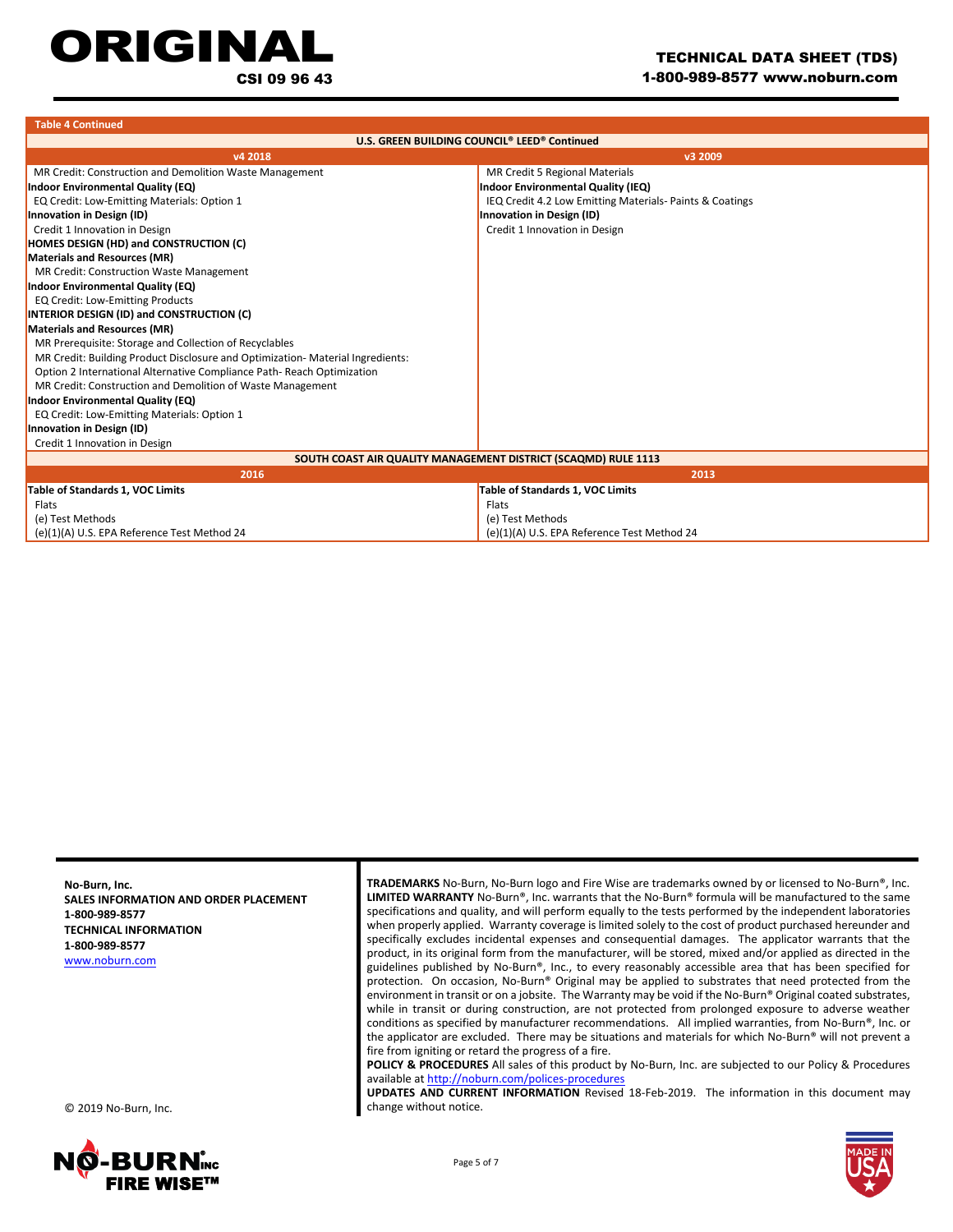**Table 4 Continued**

| U.S. GREEN BUILDING COUNCIL® LEED® Continued | |
|---|---|
| **v4 2018** | **v3 2009** |
| MR Credit: Construction and Demolition Waste Management | MR Credit 5 Regional Materials |
| **Indoor Environmental Quality (EQ)** | **Indoor Environmental Quality (IEQ)** |
| EQ Credit: Low-Emitting Materials: Option 1 | IEQ Credit 4.2 Low Emitting Materials- Paints & Coatings |
| **Innovation in Design (ID)** | **Innovation in Design (ID)** |
| Credit 1 Innovation in Design | Credit 1 Innovation in Design |
| **HOMES DESIGN (HD) and CONSTRUCTION (C)** | |
| **Materials and Resources (MR)** | |
| MR Credit: Construction Waste Management | |
| **Indoor Environmental Quality (EQ)** | |
| EQ Credit: Low-Emitting Products | |
| **INTERIOR DESIGN (ID) and CONSTRUCTION (C)** | |
| **Materials and Resources (MR)** | |
| MR Prerequisite: Storage and Collection of Recyclables | |
| MR Credit: Building Product Disclosure and Optimization- Material Ingredients: | |
| Option 2 International Alternative Compliance Path- Reach Optimization | |
| MR Credit: Construction and Demolition of Waste Management | |
| **Indoor Environmental Quality (EQ)** | |
| EQ Credit: Low-Emitting Materials: Option 1 | |
| **Innovation in Design (ID)** | |
| Credit 1 Innovation in Design | |
| **SOUTH COAST AIR QUALITY MANAGEMENT DISTRICT (SCAQMD) RULE 1113** | |
| **2016** | **2013** |
| **Table of Standards 1, VOC Limits** | **Table of Standards 1, VOC Limits** |
| Flats | Flats |
| (e) Test Methods | (e) Test Methods |
| (e)(1)(A) U.S. EPA Reference Test Method 24 | (e)(1)(A) U.S. EPA Reference Test Method 24 |

**No-Burn, Inc.**
**SALES INFORMATION AND ORDER PLACEMENT**
**1-800-989-8577**
**TECHNICAL INFORMATION**
**1-800-989-8577**
www.noburn.com

© 2019 No-Burn, Inc.

**TRADEMARKS** No-Burn, No-Burn logo and Fire Wise are trademarks owned by or licensed to No-Burn®, Inc.
**LIMITED WARRANTY** No-Burn®, Inc. warrants that the No-Burn® formula will be manufactured to the same specifications and quality, and will perform equally to the tests performed by the independent laboratories when properly applied. Warranty coverage is limited solely to the cost of product purchased hereunder and specifically excludes incidental expenses and consequential damages. The applicator warrants that the product, in its original form from the manufacturer, will be stored, mixed and/or applied as directed in the guidelines published by No-Burn®, Inc., to every reasonably accessible area that has been specified for protection. On occasion, No-Burn® Original may be applied to substrates that need protected from the environment in transit or on a jobsite. The Warranty may be void if the No-Burn® Original coated substrates, while in transit or during construction, are not protected from prolonged exposure to adverse weather conditions as specified by manufacturer recommendations. All implied warranties, from No-Burn®, Inc. or the applicator are excluded. There may be situations and materials for which No-Burn® will not prevent a fire from igniting or retard the progress of a fire.
**POLICY & PROCEDURES** All sales of this product by No-Burn, Inc. are subjected to our Policy & Procedures available at http://noburn.com/polices-procedures
**UPDATES AND CURRENT INFORMATION** Revised 18-Feb-2019. The information in this document may change without notice.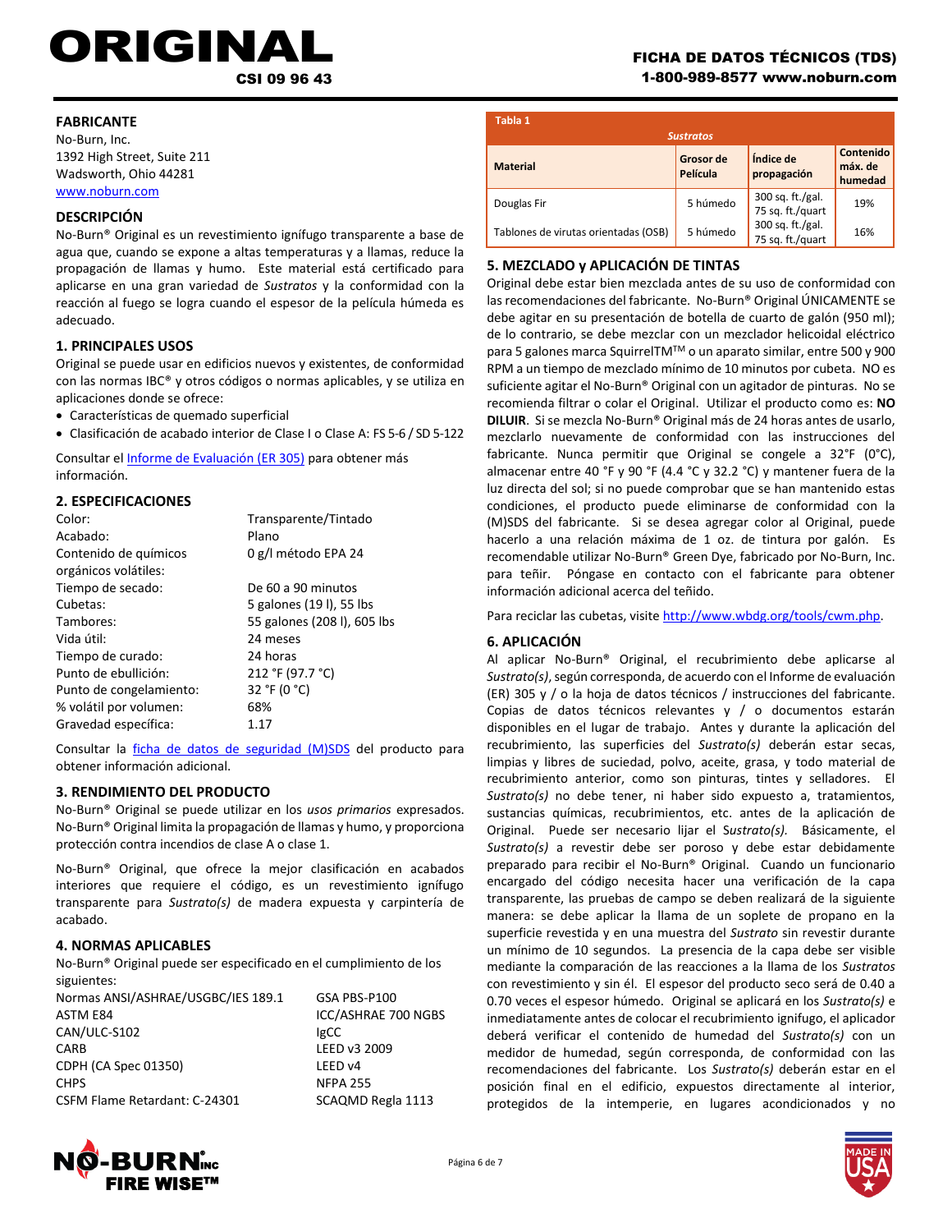# ORIGINAL

**CSI 09 96 43**

**FICHA DE DATOS TÉCNICOS (TDS)**
**1-800-989-8577 www.noburn.com**

## FABRICANTE

No-Burn, Inc.
1392 High Street, Suite 211
Wadsworth, Ohio 44281
www.noburn.com

## DESCRIPCIÓN

No-Burn® Original es un revestimiento ignífugo transparente a base de agua que, cuando se expone a altas temperaturas y a llamas, reduce la propagación de llamas y humo. Este material está certificado para aplicarse en una gran variedad de *Sustratos* y la conformidad con la reacción al fuego se logra cuando el espesor de la película húmeda es adecuado.

## 1. PRINCIPALES USOS

Original se puede usar en edificios nuevos y existentes, de conformidad con las normas IBC® y otros códigos o normas aplicables, y se utiliza en aplicaciones donde se ofrece:

- Características de quemado superficial
- Clasificación de acabado interior de Clase I o Clase A: FS 5-6 / SD 5-122

Consultar el Informe de Evaluación (ER 305) para obtener más información.

## 2. ESPECIFICACIONES

| | |
|---|---|
| Color: | Transparente/Tintado |
| Acabado: | Plano |
| Contenido de químicos orgánicos volátiles: | 0 g/l método EPA 24 |
| Tiempo de secado: | De 60 a 90 minutos |
| Cubetas: | 5 galones (19 l), 55 lbs |
| Tambores: | 55 galones (208 l), 605 lbs |
| Vida útil: | 24 meses |
| Tiempo de curado: | 24 horas |
| Punto de ebullición: | 212 °F (97.7 °C) |
| Punto de congelamiento: | 32 °F (0 °C) |
| % volátil por volumen: | 68% |
| Gravedad específica: | 1.17 |

Consultar la ficha de datos de seguridad (M)SDS del producto para obtener información adicional.

## 3. RENDIMIENTO DEL PRODUCTO

No-Burn® Original se puede utilizar en los *usos primarios* expresados. No-Burn® Original limita la propagación de llamas y humo, y proporciona protección contra incendios de clase A o clase 1.

No-Burn® Original, que ofrece la mejor clasificación en acabados interiores que requiere el código, es un revestimiento ignífugo transparente para *Sustrato(s)* de madera expuesta y carpintería de acabado.

## 4. NORMAS APLICABLES

No-Burn® Original puede ser especificado en el cumplimiento de los siguientes:

| | |
|---|---|
| Normas ANSI/ASHRAE/USGBC/IES 189.1 | GSA PBS-P100 |
| ASTM E84 | ICC/ASHRAE 700 NGBS |
| CAN/ULC-S102 | IgCC |
| CARB | LEED v3 2009 |
| CDPH (CA Spec 01350) | LEED v4 |
| CHPS | NFPA 255 |
| CSFM Flame Retardant: C-24301 | SCAQMD Regla 1113 |

**Tabla 1**

| *Sustratos* | | | |
|---|---|---|---|
| **Material** | **Grosor de Película** | **Índice de propagación** | **Contenido máx. de humedad** |
| Douglas Fir | 5 húmedo | 300 sq. ft./gal. 75 sq. ft./quart | 19% |
| Tablones de virutas orientadas (OSB) | 5 húmedo | 300 sq. ft./gal. 75 sq. ft./quart | 16% |

## 5. MEZCLADO y APLICACIÓN DE TINTAS

Original debe estar bien mezclada antes de su uso de conformidad con las recomendaciones del fabricante. No-Burn® Original ÚNICAMENTE se debe agitar en su presentación de botella de cuarto de galón (950 ml); de lo contrario, se debe mezclar con un mezclador helicoidal eléctrico para 5 galones marca SquirrelTM™ o un aparato similar, entre 500 y 900 RPM a un tiempo de mezclado mínimo de 10 minutos por cubeta. NO es suficiente agitar el No-Burn® Original con un agitador de pinturas. No se recomienda filtrar o colar el Original. Utilizar el producto como es: **NO DILUIR**. Si se mezcla No-Burn® Original más de 24 horas antes de usarlo, mezclarlo nuevamente de conformidad con las instrucciones del fabricante. Nunca permitir que Original se congele a 32°F (0°C), almacenar entre 40 °F y 90 °F (4.4 °C y 32.2 °C) y mantener fuera de la luz directa del sol; si no puede comprobar que se han mantenido estas condiciones, el producto puede eliminarse de conformidad con la (M)SDS del fabricante. Si se desea agregar color al Original, puede hacerlo a una relación máxima de 1 oz. de tintura por galón. Es recomendable utilizar No-Burn® Green Dye, fabricado por No-Burn, Inc. para teñir. Póngase en contacto con el fabricante para obtener información adicional acerca del teñido.

Para reciclar las cubetas, visite http://www.wbdg.org/tools/cwm.php.

## 6. APLICACIÓN

Al aplicar No-Burn® Original, el recubrimiento debe aplicarse al *Sustrato(s)*, según corresponda, de acuerdo con el Informe de evaluación (ER) 305 y / o la hoja de datos técnicos / instrucciones del fabricante. Copias de datos técnicos relevantes y / o documentos estarán disponibles en el lugar de trabajo. Antes y durante la aplicación del recubrimiento, las superficies del *Sustrato(s)* deberán estar secas, limpias y libres de suciedad, polvo, aceite, grasa, y todo material de recubrimiento anterior, como son pinturas, tintes y selladores. El *Sustrato(s)* no debe tener, ni haber sido expuesto a, tratamientos, sustancias químicas, recubrimientos, etc. antes de la aplicación de Original. Puede ser necesario lijar el *Sustrato(s).* Básicamente, el *Sustrato(s)* a revestir debe ser poroso y debe estar debidamente preparado para recibir el No-Burn® Original. Cuando un funcionario encargado del código necesita hacer una verificación de la capa transparente, las pruebas de campo se deben realizará de la siguiente manera: se debe aplicar la llama de un soplete de propano en la superficie revestida y en una muestra del *Sustrato* sin revestir durante un mínimo de 10 segundos. La presencia de la capa debe ser visible mediante la comparación de las reacciones a la llama de los *Sustratos* con revestimiento y sin él. El espesor del producto seco será de 0.40 a 0.70 veces el espesor húmedo. Original se aplicará en los *Sustrato(s)* e inmediatamente antes de colocar el recubrimiento ignifugo, el aplicador deberá verificar el contenido de humedad del *Sustrato(s)* con un medidor de humedad, según corresponda, de conformidad con las recomendaciones del fabricante. Los *Sustrato(s)* deberán estar en el posición final en el edificio, expuestos directamente al interior, protegidos de la intemperie, en lugares acondicionados y no

NO-BURN INC FIRE WISE™

MADE IN USA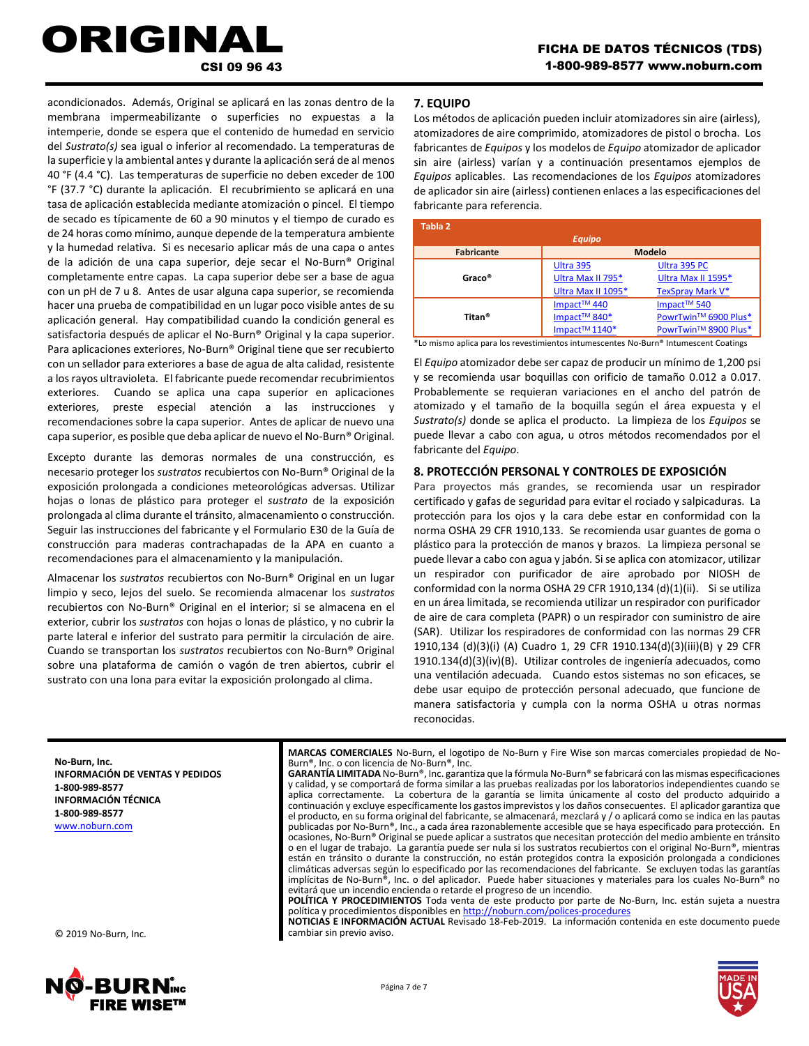acondicionados. Además, Original se aplicará en las zonas dentro de la membrana impermeabilizante o superficies no expuestas a la intemperie, donde se espera que el contenido de humedad en servicio del *Sustrato(s)* sea igual o inferior al recomendado. La temperaturas de la superficie y la ambiental antes y durante la aplicación será de al menos 40 °F (4.4 °C). Las temperaturas de superficie no deben exceder de 100 °F (37.7 °C) durante la aplicación. El recubrimiento se aplicará en una tasa de aplicación establecida mediante atomización o pincel. El tiempo de secado es típicamente de 60 a 90 minutos y el tiempo de curado es de 24 horas como mínimo, aunque depende de la temperatura ambiente y la humedad relativa. Si es necesario aplicar más de una capa o antes de la adición de una capa superior, deje secar el No-Burn® Original completamente entre capas. La capa superior debe ser a base de agua con un pH de 7 u 8. Antes de usar alguna capa superior, se recomienda hacer una prueba de compatibilidad en un lugar poco visible antes de su aplicación general. Hay compatibilidad cuando la condición general es satisfactoria después de aplicar el No-Burn® Original y la capa superior. Para aplicaciones exteriores, No-Burn® Original tiene que ser recubierto con un sellador para exteriores a base de agua de alta calidad, resistente a los rayos ultravioleta. El fabricante puede recomendar recubrimientos exteriores. Cuando se aplica una capa superior en aplicaciones exteriores, preste especial atención a las instrucciones y recomendaciones sobre la capa superior. Antes de aplicar de nuevo una capa superior, es posible que deba aplicar de nuevo el No-Burn® Original.

Excepto durante las demoras normales de una construcción, es necesario proteger los *sustratos* recubiertos con No-Burn® Original de la exposición prolongada a condiciones meteorológicas adversas. Utilizar hojas o lonas de plástico para proteger el *sustrato* de la exposición prolongada al clima durante el tránsito, almacenamiento o construcción. Seguir las instrucciones del fabricante y el Formulario E30 de la Guía de construcción para maderas contrachapadas de la APA en cuanto a recomendaciones para el almacenamiento y la manipulación.

Almacenar los *sustratos* recubiertos con No-Burn® Original en un lugar limpio y seco, lejos del suelo. Se recomienda almacenar los *sustratos* recubiertos con No-Burn® Original en el interior; si se almacena en el exterior, cubrir los *sustratos* con hojas o lonas de plástico, y no cubrir la parte lateral e inferior del sustrato para permitir la circulación de aire. Cuando se transportan los *sustratos* recubiertos con No-Burn® Original sobre una plataforma de camión o vagón de tren abiertos, cubrir el sustrato con una lona para evitar la exposición prolongado al clima.

## 7. EQUIPO

Los métodos de aplicación pueden incluir atomizadores sin aire (airless), atomizadores de aire comprimido, atomizadores de pistol o brocha. Los fabricantes de *Equipos* y los modelos de *Equipo* atomizador de aplicador sin aire (airless) varían y a continuación presentamos ejemplos de *Equipos* aplicables. Las recomendaciones de los *Equipos* atomizadores de aplicador sin aire (airless) contienen enlaces a las especificaciones del fabricante para referencia.

**Tabla 2**
*Equipo*

| Fabricante | Modelo | |
|---|---|---|
| Graco® | Ultra 395 | Ultra 395 PC |
| | Ultra Max II 795* | Ultra Max II 1595* |
| | Ultra Max II 1095* | TexSpray Mark V* |
| Titan® | Impact™ 440 | Impact™ 540 |
| | Impact™ 840* | PowrTwin™ 6900 Plus* |
| | Impact™ 1140* | PowrTwin™ 8900 Plus* |

*Lo mismo aplica para los revestimientos intumescentes No-Burn® Intumescent Coatings

El *Equipo* atomizador debe ser capaz de producir un mínimo de 1,200 psi y se recomienda usar boquillas con orificio de tamaño 0.012 a 0.017. Probablemente se requieran variaciones en el ancho del patrón de atomizado y el tamaño de la boquilla según el área expuesta y el *Sustrato(s)* donde se aplica el producto. La limpieza de los *Equipos* se puede llevar a cabo con agua, u otros métodos recomendados por el fabricante del *Equipo*.

## 8. PROTECCIÓN PERSONAL Y CONTROLES DE EXPOSICIÓN

Para proyectos más grandes, se recomienda usar un respirador certificado y gafas de seguridad para evitar el rociado y salpicaduras. La protección para los ojos y la cara debe estar en conformidad con la norma OSHA 29 CFR 1910,133. Se recomienda usar guantes de goma o plástico para la protección de manos y brazos. La limpieza personal se puede llevar a cabo con agua y jabón. Si se aplica con atomizacor, utilizar un respirador con purificador de aire aprobado por NIOSH de conformidad con la norma OSHA 29 CFR 1910,134 (d)(1)(ii). Si se utiliza en un área limitada, se recomienda utilizar un respirador con purificador de aire de cara completa (PAPR) o un respirador con suministro de aire (SAR). Utilizar los respiradores de conformidad con las normas 29 CFR 1910,134 (d)(3)(i) (A) Cuadro 1, 29 CFR 1910.134(d)(3)(iii)(B) y 29 CFR 1910.134(d)(3)(iv)(B). Utilizar controles de ingeniería adecuados, como una ventilación adecuada. Cuando estos sistemas no son eficaces, se debe usar equipo de protección personal adecuado, que funcione de manera satisfactoria y cumpla con la norma OSHA u otras normas reconocidas.

**No-Burn, Inc.**
**INFORMACIÓN DE VENTAS Y PEDIDOS**
**1-800-989-8577**
**INFORMACIÓN TÉCNICA**
**1-800-989-8577**
www.noburn.com

© 2019 No-Burn, Inc.

**MARCAS COMERCIALES** No-Burn, el logotipo de No-Burn y Fire Wise son marcas comerciales propiedad de No-Burn®, Inc. o con licencia de No-Burn®, Inc.
**GARANTÍA LIMITADA** No-Burn®, Inc. garantiza que la fórmula No-Burn® se fabricará con las mismas especificaciones y calidad, y se comportará de forma similar a las pruebas realizadas por los laboratorios independientes cuando se aplica correctamente. La cobertura de la garantía se limita únicamente al costo del producto adquirido a continuación y excluye específicamente los gastos imprevistos y los daños consecuentes. El aplicador garantiza que el producto, en su forma original del fabricante, se almacenará, mezclará y / o aplicará como se indica en las pautas publicadas por No-Burn®, Inc., a cada área razonablemente accesible que se haya especificado para protección. En ocasiones, No-Burn® Original se puede aplicar a sustratos que necesitan protección del medio ambiente en tránsito o en el lugar de trabajo. La garantía puede ser nula si los sustratos recubiertos con el original No-Burn®, mientras están en tránsito o durante la construcción, no están protegidos contra la exposición prolongada a condiciones climáticas adversas según lo especificado por las recomendaciones del fabricante. Se excluyen todas las garantías implícitas de No-Burn®, Inc. o del aplicador. Puede haber situaciones y materiales para los cuales No-Burn® no evitará que un incendio encienda o retarde el progreso de un incendio.
**POLÍTICA Y PROCEDIMIENTOS** Toda venta de este producto por parte de No-Burn, Inc. están sujeta a nuestra política y procedimientos disponibles en http://noburn.com/polices-procedures
**NOTICIAS E INFORMACIÓN ACTUAL** Revisado 18-Feb-2019. La información contenida en este documento puede cambiar sin previo aviso.